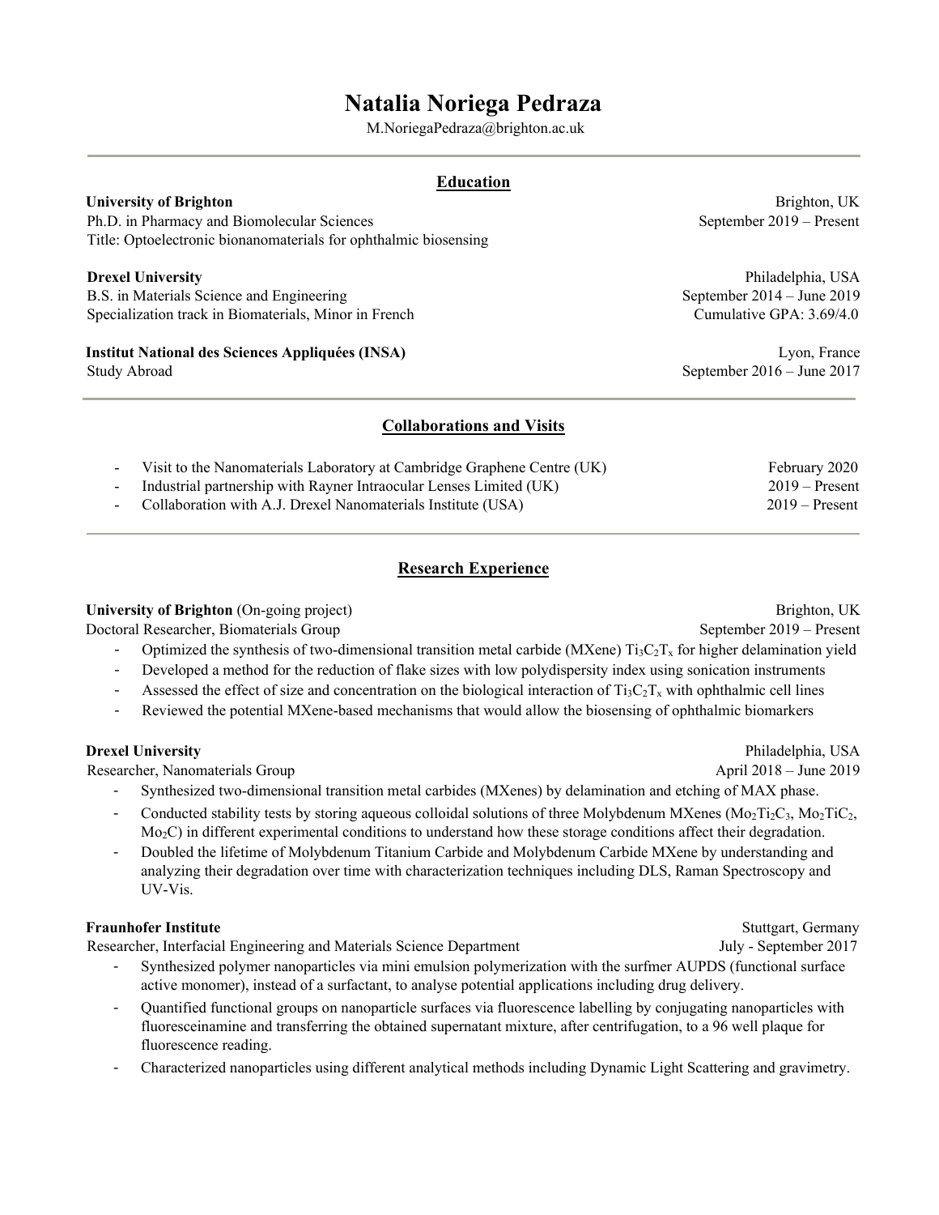# Natalia Noriega Pedraza

M.NoriegaPedraza@brighton.ac.uk

## Education

**University of Brighton** — Brighton, UK
Ph.D. in Pharmacy and Biomolecular Sciences — September 2019 – Present
Title: Optoelectronic bionanomaterials for ophthalmic biosensing

**Drexel University** — Philadelphia, USA
B.S. in Materials Science and Engineering — September 2014 – June 2019
Specialization track in Biomaterials, Minor in French — Cumulative GPA: 3.69/4.0

**Institut National des Sciences Appliquées (INSA)** — Lyon, France
Study Abroad — September 2016 – June 2017

## Collaborations and Visits

- Visit to the Nanomaterials Laboratory at Cambridge Graphene Centre (UK) — February 2020
- Industrial partnership with Rayner Intraocular Lenses Limited (UK) — 2019 – Present
- Collaboration with A.J. Drexel Nanomaterials Institute (USA) — 2019 – Present

## Research Experience

**University of Brighton** (On-going project) — Brighton, UK
Doctoral Researcher, Biomaterials Group — September 2019 – Present

- Optimized the synthesis of two-dimensional transition metal carbide (MXene) $Ti_3C_2T_x$ for higher delamination yield
- Developed a method for the reduction of flake sizes with low polydispersity index using sonication instruments
- Assessed the effect of size and concentration on the biological interaction of $Ti_3C_2T_x$ with ophthalmic cell lines
- Reviewed the potential MXene-based mechanisms that would allow the biosensing of ophthalmic biomarkers

**Drexel University** — Philadelphia, USA
Researcher, Nanomaterials Group — April 2018 – June 2019

- Synthesized two-dimensional transition metal carbides (MXenes) by delamination and etching of MAX phase.
- Conducted stability tests by storing aqueous colloidal solutions of three Molybdenum MXenes ($Mo_2Ti_2C_3$, $Mo_2TiC_2$, $Mo_2C$) in different experimental conditions to understand how these storage conditions affect their degradation.
- Doubled the lifetime of Molybdenum Titanium Carbide and Molybdenum Carbide MXene by understanding and analyzing their degradation over time with characterization techniques including DLS, Raman Spectroscopy and UV-Vis.

**Fraunhofer Institute** — Stuttgart, Germany
Researcher, Interfacial Engineering and Materials Science Department — July - September 2017

- Synthesized polymer nanoparticles via mini emulsion polymerization with the surfmer AUPDS (functional surface active monomer), instead of a surfactant, to analyse potential applications including drug delivery.
- Quantified functional groups on nanoparticle surfaces via fluorescence labelling by conjugating nanoparticles with fluoresceinamine and transferring the obtained supernatant mixture, after centrifugation, to a 96 well plaque for fluorescence reading.
- Characterized nanoparticles using different analytical methods including Dynamic Light Scattering and gravimetry.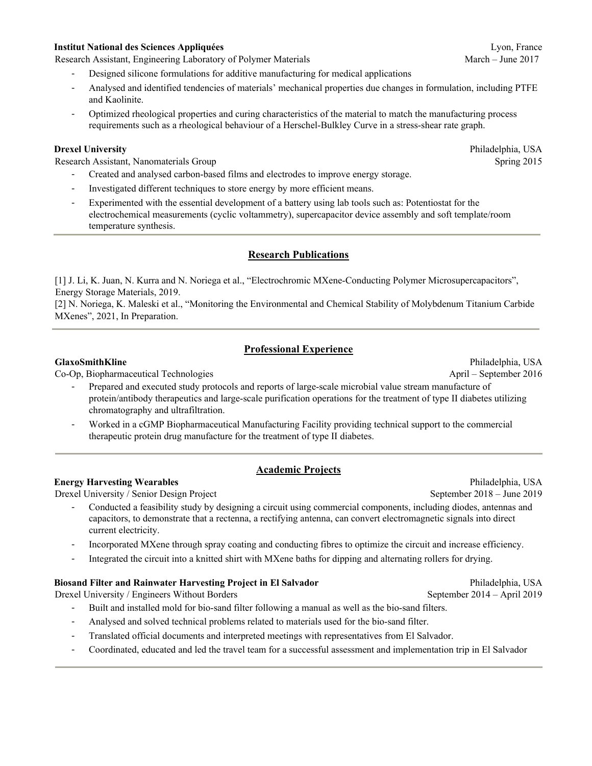**Institut National des Sciences Appliquées** Lyon, France
Research Assistant, Engineering Laboratory of Polymer Materials March – June 2017

- Designed silicone formulations for additive manufacturing for medical applications
- Analysed and identified tendencies of materials' mechanical properties due changes in formulation, including PTFE and Kaolinite.
- Optimized rheological properties and curing characteristics of the material to match the manufacturing process requirements such as a rheological behaviour of a Herschel-Bulkley Curve in a stress-shear rate graph.

**Drexel University** Philadelphia, USA
Research Assistant, Nanomaterials Group Spring 2015

- Created and analysed carbon-based films and electrodes to improve energy storage.
- Investigated different techniques to store energy by more efficient means.
- Experimented with the essential development of a battery using lab tools such as: Potentiostat for the electrochemical measurements (cyclic voltammetry), supercapacitor device assembly and soft template/room temperature synthesis.

## Research Publications

[1] J. Li, K. Juan, N. Kurra and N. Noriega et al., "Electrochromic MXene-Conducting Polymer Microsupercapacitors", Energy Storage Materials, 2019.
[2] N. Noriega, K. Maleski et al., "Monitoring the Environmental and Chemical Stability of Molybdenum Titanium Carbide MXenes", 2021, In Preparation.

## Professional Experience

**GlaxoSmithKline** Philadelphia, USA
Co-Op, Biopharmaceutical Technologies April – September 2016

- Prepared and executed study protocols and reports of large-scale microbial value stream manufacture of protein/antibody therapeutics and large-scale purification operations for the treatment of type II diabetes utilizing chromatography and ultrafiltration.
- Worked in a cGMP Biopharmaceutical Manufacturing Facility providing technical support to the commercial therapeutic protein drug manufacture for the treatment of type II diabetes.

## Academic Projects

**Energy Harvesting Wearables** Philadelphia, USA
Drexel University / Senior Design Project September 2018 – June 2019

- Conducted a feasibility study by designing a circuit using commercial components, including diodes, antennas and capacitors, to demonstrate that a rectenna, a rectifying antenna, can convert electromagnetic signals into direct current electricity.
- Incorporated MXene through spray coating and conducting fibres to optimize the circuit and increase efficiency.
- Integrated the circuit into a knitted shirt with MXene baths for dipping and alternating rollers for drying.

**Biosand Filter and Rainwater Harvesting Project in El Salvador** Philadelphia, USA
Drexel University / Engineers Without Borders September 2014 – April 2019

- Built and installed mold for bio-sand filter following a manual as well as the bio-sand filters.
- Analysed and solved technical problems related to materials used for the bio-sand filter.
- Translated official documents and interpreted meetings with representatives from El Salvador.
- Coordinated, educated and led the travel team for a successful assessment and implementation trip in El Salvador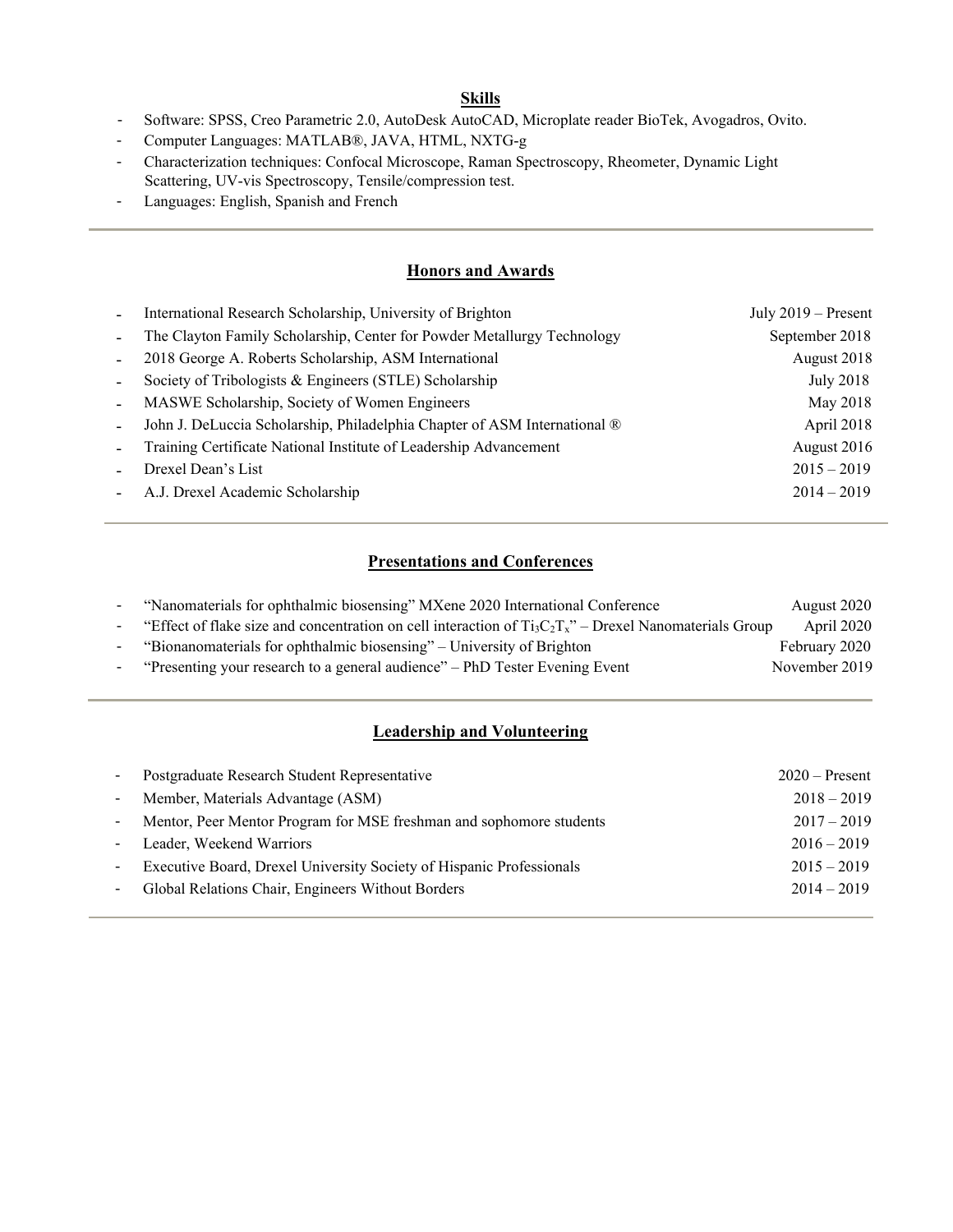## Skills

- Software: SPSS, Creo Parametric 2.0, AutoDesk AutoCAD, Microplate reader BioTek, Avogadros, Ovito.
- Computer Languages: MATLAB®, JAVA, HTML, NXTG-g
- Characterization techniques: Confocal Microscope, Raman Spectroscopy, Rheometer, Dynamic Light Scattering, UV-vis Spectroscopy, Tensile/compression test.
- Languages: English, Spanish and French

---

## Honors and Awards

- International Research Scholarship, University of Brighton — July 2019 – Present
- The Clayton Family Scholarship, Center for Powder Metallurgy Technology — September 2018
- 2018 George A. Roberts Scholarship, ASM International — August 2018
- Society of Tribologists & Engineers (STLE) Scholarship — July 2018
- MASWE Scholarship, Society of Women Engineers — May 2018
- John J. DeLuccia Scholarship, Philadelphia Chapter of ASM International ® — April 2018
- Training Certificate National Institute of Leadership Advancement — August 2016
- Drexel Dean's List — 2015 – 2019
- A.J. Drexel Academic Scholarship — 2014 – 2019

---

## Presentations and Conferences

- "Nanomaterials for ophthalmic biosensing" MXene 2020 International Conference — August 2020
- "Effect of flake size and concentration on cell interaction of $Ti_3C_2T_x$" – Drexel Nanomaterials Group — April 2020
- "Bionanomaterials for ophthalmic biosensing" – University of Brighton — February 2020
- "Presenting your research to a general audience" – PhD Tester Evening Event — November 2019

---

## Leadership and Volunteering

- Postgraduate Research Student Representative — 2020 – Present
- Member, Materials Advantage (ASM) — 2018 – 2019
- Mentor, Peer Mentor Program for MSE freshman and sophomore students — 2017 – 2019
- Leader, Weekend Warriors — 2016 – 2019
- Executive Board, Drexel University Society of Hispanic Professionals — 2015 – 2019
- Global Relations Chair, Engineers Without Borders — 2014 – 2019

---